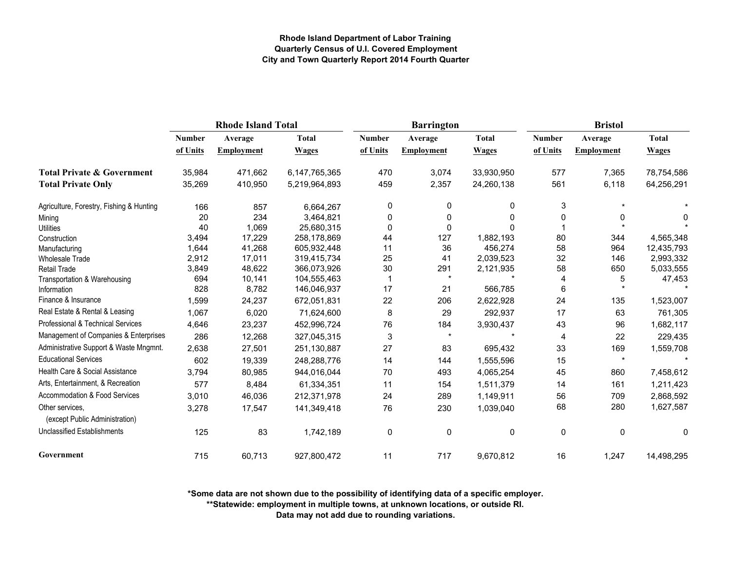**Rhode Island Department of Labor Training**
**Quarterly Census of U.I. Covered Employment**
**City and Town Quarterly Report 2014 Fourth Quarter**

| | Rhode Island Total | | | Barrington | | | Bristol | | |
|---|---|---|---|---|---|---|---|---|---|
| | Number of Units | Average Employment | Total Wages | Number of Units | Average Employment | Total Wages | Number of Units | Average Employment | Total Wages |
| **Total Private & Government** | 35,984 | 471,662 | 6,147,765,365 | 470 | 3,074 | 33,930,950 | 577 | 7,365 | 78,754,586 |
| **Total Private Only** | 35,269 | 410,950 | 5,219,964,893 | 459 | 2,357 | 24,260,138 | 561 | 6,118 | 64,256,291 |
| Agriculture, Forestry, Fishing & Hunting | 166 | 857 | 6,664,267 | 0 | 0 | 0 | 3 | * | * |
| Mining | 20 | 234 | 3,464,821 | 0 | 0 | 0 | 0 | 0 | 0 |
| Utilities | 40 | 1,069 | 25,680,315 | 0 | 0 | 0 | 1 | * | * |
| Construction | 3,494 | 17,229 | 258,178,869 | 44 | 127 | 1,882,193 | 80 | 344 | 4,565,348 |
| Manufacturing | 1,644 | 41,268 | 605,932,448 | 11 | 36 | 456,274 | 58 | 964 | 12,435,793 |
| Wholesale Trade | 2,912 | 17,011 | 319,415,734 | 25 | 41 | 2,039,523 | 32 | 146 | 2,993,332 |
| Retail Trade | 3,849 | 48,622 | 366,073,926 | 30 | 291 | 2,121,935 | 58 | 650 | 5,033,555 |
| Transportation & Warehousing | 694 | 10,141 | 104,555,463 | 1 | * | * | 4 | 5 | 47,453 |
| Information | 828 | 8,782 | 146,046,937 | 17 | 21 | 566,785 | 6 | * | * |
| Finance & Insurance | 1,599 | 24,237 | 672,051,831 | 22 | 206 | 2,622,928 | 24 | 135 | 1,523,007 |
| Real Estate & Rental & Leasing | 1,067 | 6,020 | 71,624,600 | 8 | 29 | 292,937 | 17 | 63 | 761,305 |
| Professional & Technical Services | 4,646 | 23,237 | 452,996,724 | 76 | 184 | 3,930,437 | 43 | 96 | 1,682,117 |
| Management of Companies & Enterprises | 286 | 12,268 | 327,045,315 | 3 | * | * | 4 | 22 | 229,435 |
| Administrative Support & Waste Mngmnt. | 2,638 | 27,501 | 251,130,887 | 27 | 83 | 695,432 | 33 | 169 | 1,559,708 |
| Educational Services | 602 | 19,339 | 248,288,776 | 14 | 144 | 1,555,596 | 15 | * | * |
| Health Care & Social Assistance | 3,794 | 80,985 | 944,016,044 | 70 | 493 | 4,065,254 | 45 | 860 | 7,458,612 |
| Arts, Entertainment, & Recreation | 577 | 8,484 | 61,334,351 | 11 | 154 | 1,511,379 | 14 | 161 | 1,211,423 |
| Accommodation & Food Services | 3,010 | 46,036 | 212,371,978 | 24 | 289 | 1,149,911 | 56 | 709 | 2,868,592 |
| Other services, (except Public Administration) | 3,278 | 17,547 | 141,349,418 | 76 | 230 | 1,039,040 | 68 | 280 | 1,627,587 |
| Unclassified Establishments | 125 | 83 | 1,742,189 | 0 | 0 | 0 | 0 | 0 | 0 |
| **Government** | 715 | 60,713 | 927,800,472 | 11 | 717 | 9,670,812 | 16 | 1,247 | 14,498,295 |

**\*Some data are not shown due to the possibility of identifying data of a specific employer.**
**\*\*Statewide: employment in multiple towns, at unknown locations, or outside RI.**
**Data may not add due to rounding variations.**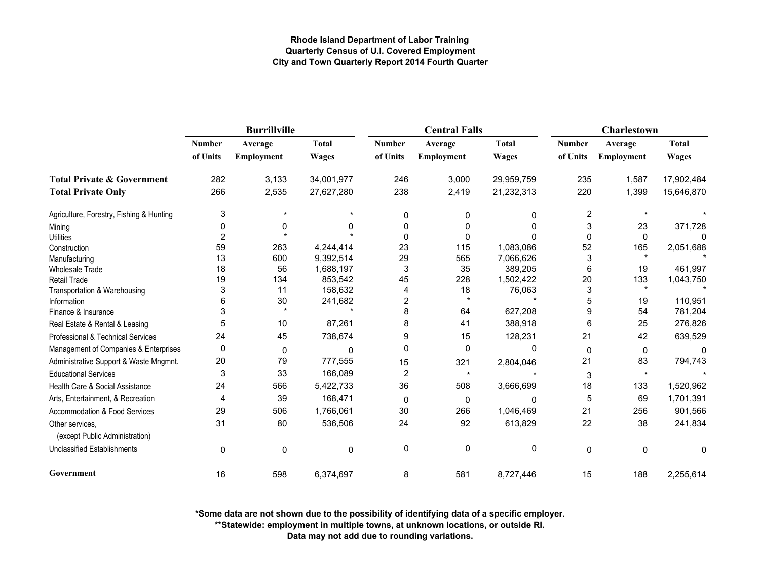**Rhode Island Department of Labor Training**
**Quarterly Census of U.I. Covered Employment**
**City and Town Quarterly Report 2014 Fourth Quarter**

| | Burrillville | | | Central Falls | | | Charlestown | | |
|---|---|---|---|---|---|---|---|---|---|
| | Number of Units | Average Employment | Total Wages | Number of Units | Average Employment | Total Wages | Number of Units | Average Employment | Total Wages |
| **Total Private & Government** | 282 | 3,133 | 34,001,977 | 246 | 3,000 | 29,959,759 | 235 | 1,587 | 17,902,484 |
| **Total Private Only** | 266 | 2,535 | 27,627,280 | 238 | 2,419 | 21,232,313 | 220 | 1,399 | 15,646,870 |
| Agriculture, Forestry, Fishing & Hunting | 3 | * | * | 0 | 0 | 0 | 2 | * | * |
| Mining | 0 | 0 | 0 | 0 | 0 | 0 | 3 | 23 | 371,728 |
| Utilities | 2 | * | * | 0 | 0 | 0 | 0 | 0 | 0 |
| Construction | 59 | 263 | 4,244,414 | 23 | 115 | 1,083,086 | 52 | 165 | 2,051,688 |
| Manufacturing | 13 | 600 | 9,392,514 | 29 | 565 | 7,066,626 | 3 | * | * |
| Wholesale Trade | 18 | 56 | 1,688,197 | 3 | 35 | 389,205 | 6 | 19 | 461,997 |
| Retail Trade | 19 | 134 | 853,542 | 45 | 228 | 1,502,422 | 20 | 133 | 1,043,750 |
| Transportation & Warehousing | 3 | 11 | 158,632 | 4 | 18 | 76,063 | 3 | * | * |
| Information | 6 | 30 | 241,682 | 2 | * | * | 5 | 19 | 110,951 |
| Finance & Insurance | 3 | * | * | 8 | 64 | 627,208 | 9 | 54 | 781,204 |
| Real Estate & Rental & Leasing | 5 | 10 | 87,261 | 8 | 41 | 388,918 | 6 | 25 | 276,826 |
| Professional & Technical Services | 24 | 45 | 738,674 | 9 | 15 | 128,231 | 21 | 42 | 639,529 |
| Management of Companies & Enterprises | 0 | 0 | 0 | 0 | 0 | 0 | 0 | 0 | 0 |
| Administrative Support & Waste Mngmnt. | 20 | 79 | 777,555 | 15 | 321 | 2,804,046 | 21 | 83 | 794,743 |
| Educational Services | 3 | 33 | 166,089 | 2 | * | * | 3 | * | * |
| Health Care & Social Assistance | 24 | 566 | 5,422,733 | 36 | 508 | 3,666,699 | 18 | 133 | 1,520,962 |
| Arts, Entertainment, & Recreation | 4 | 39 | 168,471 | 0 | 0 | 0 | 5 | 69 | 1,701,391 |
| Accommodation & Food Services | 29 | 506 | 1,766,061 | 30 | 266 | 1,046,469 | 21 | 256 | 901,566 |
| Other services, (except Public Administration) | 31 | 80 | 536,506 | 24 | 92 | 613,829 | 22 | 38 | 241,834 |
| Unclassified Establishments | 0 | 0 | 0 | 0 | 0 | 0 | 0 | 0 | 0 |
| **Government** | 16 | 598 | 6,374,697 | 8 | 581 | 8,727,446 | 15 | 188 | 2,255,614 |

**\*Some data are not shown due to the possibility of identifying data of a specific employer.**
**\*\*Statewide: employment in multiple towns, at unknown locations, or outside RI.**
**Data may not add due to rounding variations.**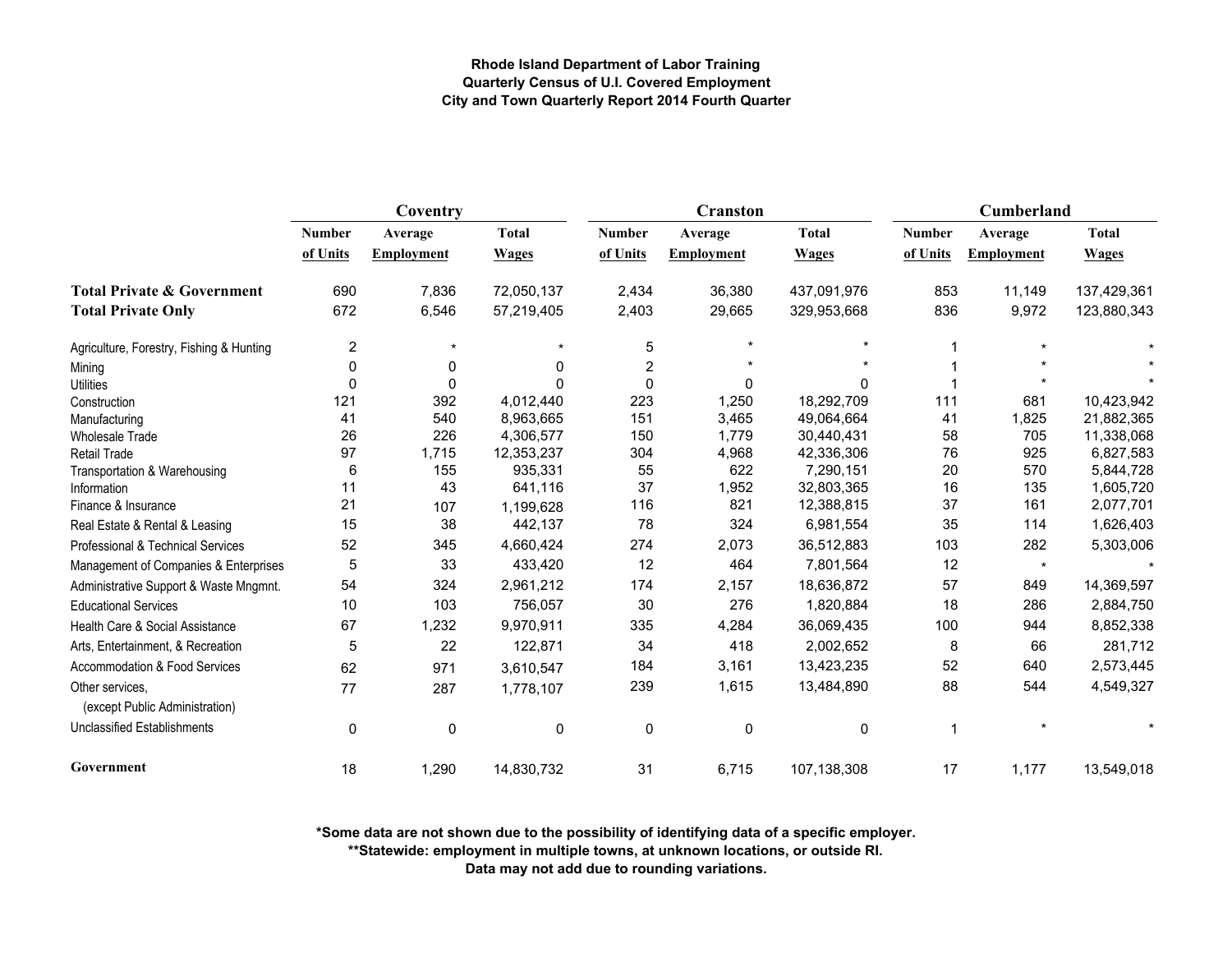**Rhode Island Department of Labor Training**
**Quarterly Census of U.I. Covered Employment**
**City and Town Quarterly Report 2014 Fourth Quarter**

| | Coventry | | | Cranston | | | Cumberland | | |
|---|---|---|---|---|---|---|---|---|---|
| | Number of Units | Average Employment | Total Wages | Number of Units | Average Employment | Total Wages | Number of Units | Average Employment | Total Wages |
| **Total Private & Government** | 690 | 7,836 | 72,050,137 | 2,434 | 36,380 | 437,091,976 | 853 | 11,149 | 137,429,361 |
| **Total Private Only** | 672 | 6,546 | 57,219,405 | 2,403 | 29,665 | 329,953,668 | 836 | 9,972 | 123,880,343 |
| Agriculture, Forestry, Fishing & Hunting | 2 | * | * | 5 | * | * | 1 | * | * |
| Mining | 0 | 0 | 0 | 2 | * | * | 1 | * | * |
| Utilities | 0 | 0 | 0 | 0 | 0 | 0 | 1 | * | * |
| Construction | 121 | 392 | 4,012,440 | 223 | 1,250 | 18,292,709 | 111 | 681 | 10,423,942 |
| Manufacturing | 41 | 540 | 8,963,665 | 151 | 3,465 | 49,064,664 | 41 | 1,825 | 21,882,365 |
| Wholesale Trade | 26 | 226 | 4,306,577 | 150 | 1,779 | 30,440,431 | 58 | 705 | 11,338,068 |
| Retail Trade | 97 | 1,715 | 12,353,237 | 304 | 4,968 | 42,336,306 | 76 | 925 | 6,827,583 |
| Transportation & Warehousing | 6 | 155 | 935,331 | 55 | 622 | 7,290,151 | 20 | 570 | 5,844,728 |
| Information | 11 | 43 | 641,116 | 37 | 1,952 | 32,803,365 | 16 | 135 | 1,605,720 |
| Finance & Insurance | 21 | 107 | 1,199,628 | 116 | 821 | 12,388,815 | 37 | 161 | 2,077,701 |
| Real Estate & Rental & Leasing | 15 | 38 | 442,137 | 78 | 324 | 6,981,554 | 35 | 114 | 1,626,403 |
| Professional & Technical Services | 52 | 345 | 4,660,424 | 274 | 2,073 | 36,512,883 | 103 | 282 | 5,303,006 |
| Management of Companies & Enterprises | 5 | 33 | 433,420 | 12 | 464 | 7,801,564 | 12 | * | * |
| Administrative Support & Waste Mngmnt. | 54 | 324 | 2,961,212 | 174 | 2,157 | 18,636,872 | 57 | 849 | 14,369,597 |
| Educational Services | 10 | 103 | 756,057 | 30 | 276 | 1,820,884 | 18 | 286 | 2,884,750 |
| Health Care & Social Assistance | 67 | 1,232 | 9,970,911 | 335 | 4,284 | 36,069,435 | 100 | 944 | 8,852,338 |
| Arts, Entertainment, & Recreation | 5 | 22 | 122,871 | 34 | 418 | 2,002,652 | 8 | 66 | 281,712 |
| Accommodation & Food Services | 62 | 971 | 3,610,547 | 184 | 3,161 | 13,423,235 | 52 | 640 | 2,573,445 |
| Other services, (except Public Administration) | 77 | 287 | 1,778,107 | 239 | 1,615 | 13,484,890 | 88 | 544 | 4,549,327 |
| Unclassified Establishments | 0 | 0 | 0 | 0 | 0 | 0 | 1 | * | * |
| **Government** | 18 | 1,290 | 14,830,732 | 31 | 6,715 | 107,138,308 | 17 | 1,177 | 13,549,018 |

**\*Some data are not shown due to the possibility of identifying data of a specific employer.**
**\*\*Statewide: employment in multiple towns, at unknown locations, or outside RI.**
**Data may not add due to rounding variations.**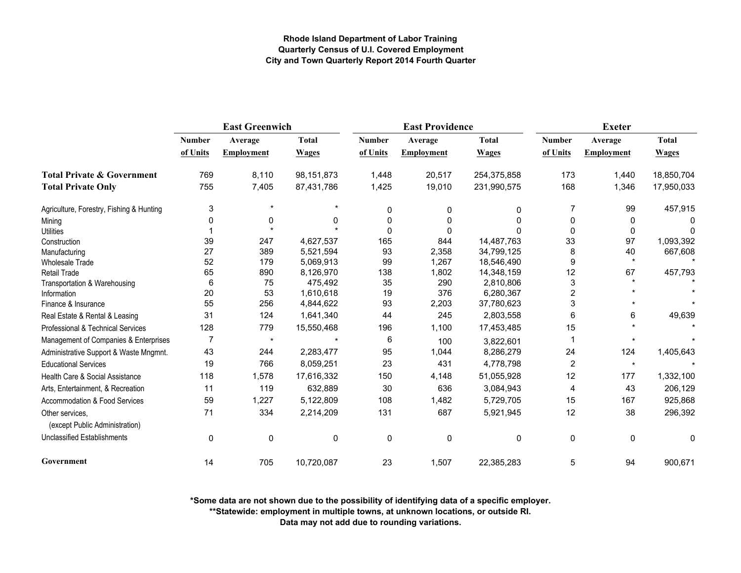**Rhode Island Department of Labor Training**
**Quarterly Census of U.I. Covered Employment**
**City and Town Quarterly Report 2014 Fourth Quarter**

| | East Greenwich | | | East Providence | | | Exeter | | |
|---|---|---|---|---|---|---|---|---|---|
| | Number of Units | Average Employment | Total Wages | Number of Units | Average Employment | Total Wages | Number of Units | Average Employment | Total Wages |
| **Total Private & Government** | 769 | 8,110 | 98,151,873 | 1,448 | 20,517 | 254,375,858 | 173 | 1,440 | 18,850,704 |
| **Total Private Only** | 755 | 7,405 | 87,431,786 | 1,425 | 19,010 | 231,990,575 | 168 | 1,346 | 17,950,033 |
| Agriculture, Forestry, Fishing & Hunting | 3 | * | * | 0 | 0 | 0 | 7 | 99 | 457,915 |
| Mining | 0 | 0 | 0 | 0 | 0 | 0 | 0 | 0 | 0 |
| Utilities | 1 | * | * | 0 | 0 | 0 | 0 | 0 | 0 |
| Construction | 39 | 247 | 4,627,537 | 165 | 844 | 14,487,763 | 33 | 97 | 1,093,392 |
| Manufacturing | 27 | 389 | 5,521,594 | 93 | 2,358 | 34,799,125 | 8 | 40 | 667,608 |
| Wholesale Trade | 52 | 179 | 5,069,913 | 99 | 1,267 | 18,546,490 | 9 | * | * |
| Retail Trade | 65 | 890 | 8,126,970 | 138 | 1,802 | 14,348,159 | 12 | 67 | 457,793 |
| Transportation & Warehousing | 6 | 75 | 475,492 | 35 | 290 | 2,810,806 | 3 | * | * |
| Information | 20 | 53 | 1,610,618 | 19 | 376 | 6,280,367 | 2 | * | * |
| Finance & Insurance | 55 | 256 | 4,844,622 | 93 | 2,203 | 37,780,623 | 3 | * | * |
| Real Estate & Rental & Leasing | 31 | 124 | 1,641,340 | 44 | 245 | 2,803,558 | 6 | 6 | 49,639 |
| Professional & Technical Services | 128 | 779 | 15,550,468 | 196 | 1,100 | 17,453,485 | 15 | * | * |
| Management of Companies & Enterprises | 7 | * | * | 6 | 100 | 3,822,601 | 1 | * | * |
| Administrative Support & Waste Mngmnt. | 43 | 244 | 2,283,477 | 95 | 1,044 | 8,286,279 | 24 | 124 | 1,405,643 |
| Educational Services | 19 | 766 | 8,059,251 | 23 | 431 | 4,778,798 | 2 | * | * |
| Health Care & Social Assistance | 118 | 1,578 | 17,616,332 | 150 | 4,148 | 51,055,928 | 12 | 177 | 1,332,100 |
| Arts, Entertainment, & Recreation | 11 | 119 | 632,889 | 30 | 636 | 3,084,943 | 4 | 43 | 206,129 |
| Accommodation & Food Services | 59 | 1,227 | 5,122,809 | 108 | 1,482 | 5,729,705 | 15 | 167 | 925,868 |
| Other services, (except Public Administration) | 71 | 334 | 2,214,209 | 131 | 687 | 5,921,945 | 12 | 38 | 296,392 |
| Unclassified Establishments | 0 | 0 | 0 | 0 | 0 | 0 | 0 | 0 | 0 |
| **Government** | 14 | 705 | 10,720,087 | 23 | 1,507 | 22,385,283 | 5 | 94 | 900,671 |

**\*Some data are not shown due to the possibility of identifying data of a specific employer.**
**\*\*Statewide: employment in multiple towns, at unknown locations, or outside RI.**
**Data may not add due to rounding variations.**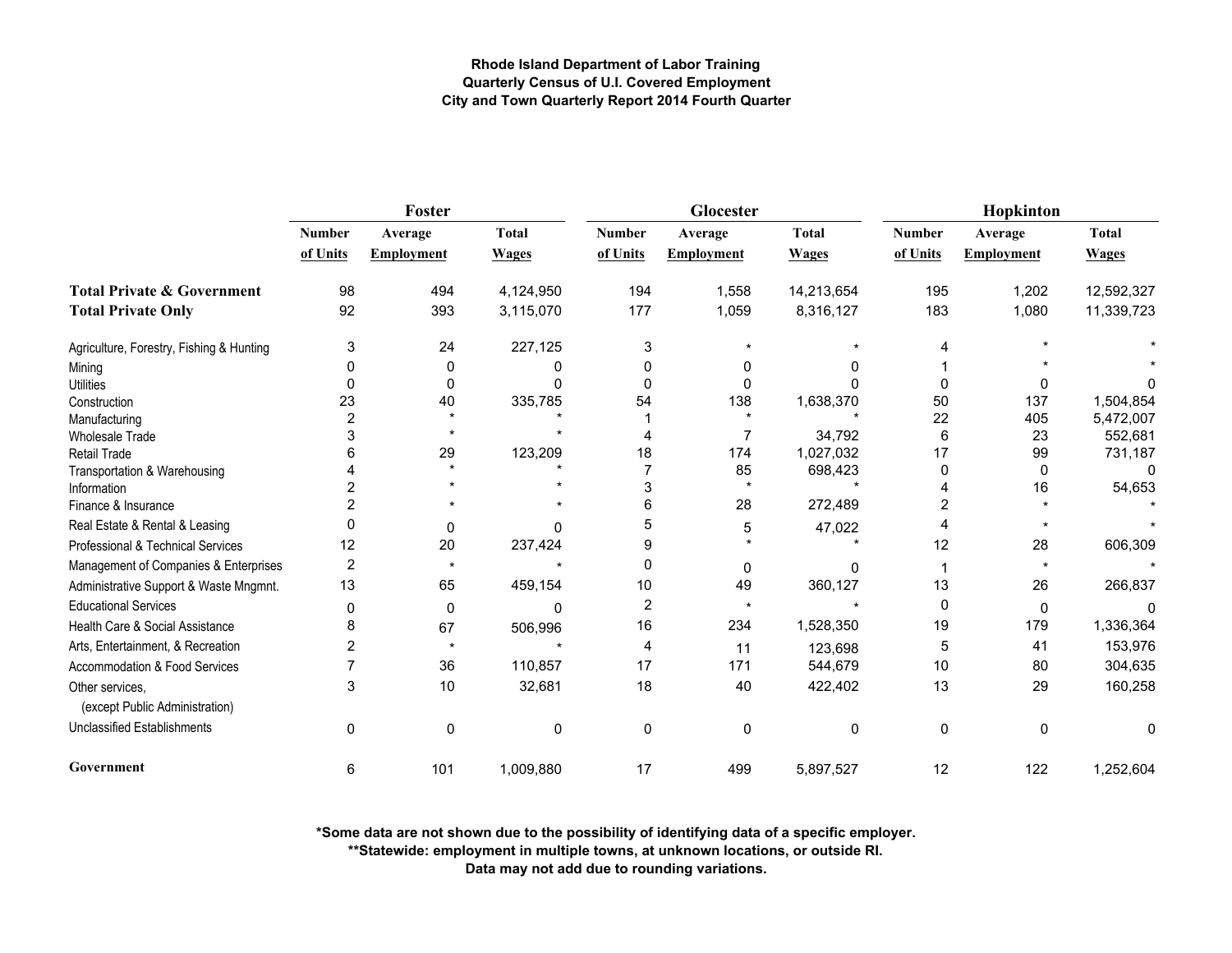**Rhode Island Department of Labor Training**
**Quarterly Census of U.I. Covered Employment**
**City and Town Quarterly Report 2014 Fourth Quarter**

| | Foster | | | Glocester | | | Hopkinton | | |
|---|---|---|---|---|---|---|---|---|---|
| | Number of Units | Average Employment | Total Wages | Number of Units | Average Employment | Total Wages | Number of Units | Average Employment | Total Wages |
| **Total Private & Government** | 98 | 494 | 4,124,950 | 194 | 1,558 | 14,213,654 | 195 | 1,202 | 12,592,327 |
| **Total Private Only** | 92 | 393 | 3,115,070 | 177 | 1,059 | 8,316,127 | 183 | 1,080 | 11,339,723 |
| Agriculture, Forestry, Fishing & Hunting | 3 | 24 | 227,125 | 3 | * | * | 4 | * | * |
| Mining | 0 | 0 | 0 | 0 | 0 | 0 | 1 | * | * |
| Utilities | 0 | 0 | 0 | 0 | 0 | 0 | 0 | 0 | 0 |
| Construction | 23 | 40 | 335,785 | 54 | 138 | 1,638,370 | 50 | 137 | 1,504,854 |
| Manufacturing | 2 | * | * | 1 | * | * | 22 | 405 | 5,472,007 |
| Wholesale Trade | 3 | * | * | 4 | 7 | 34,792 | 6 | 23 | 552,681 |
| Retail Trade | 6 | 29 | 123,209 | 18 | 174 | 1,027,032 | 17 | 99 | 731,187 |
| Transportation & Warehousing | 4 | * | * | 7 | 85 | 698,423 | 0 | 0 | 0 |
| Information | 2 | * | * | 3 | * | * | 4 | 16 | 54,653 |
| Finance & Insurance | 2 | * | * | 6 | 28 | 272,489 | 2 | * | * |
| Real Estate & Rental & Leasing | 0 | 0 | 0 | 5 | 5 | 47,022 | 4 | * | * |
| Professional & Technical Services | 12 | 20 | 237,424 | 9 | * | * | 12 | 28 | 606,309 |
| Management of Companies & Enterprises | 2 | * | * | 0 | 0 | 0 | 1 | * | * |
| Administrative Support & Waste Mngmnt. | 13 | 65 | 459,154 | 10 | 49 | 360,127 | 13 | 26 | 266,837 |
| Educational Services | 0 | 0 | 0 | 2 | * | * | 0 | 0 | 0 |
| Health Care & Social Assistance | 8 | 67 | 506,996 | 16 | 234 | 1,528,350 | 19 | 179 | 1,336,364 |
| Arts, Entertainment, & Recreation | 2 | * | * | 4 | 11 | 123,698 | 5 | 41 | 153,976 |
| Accommodation & Food Services | 7 | 36 | 110,857 | 17 | 171 | 544,679 | 10 | 80 | 304,635 |
| Other services, (except Public Administration) | 3 | 10 | 32,681 | 18 | 40 | 422,402 | 13 | 29 | 160,258 |
| Unclassified Establishments | 0 | 0 | 0 | 0 | 0 | 0 | 0 | 0 | 0 |
| **Government** | 6 | 101 | 1,009,880 | 17 | 499 | 5,897,527 | 12 | 122 | 1,252,604 |

**\*Some data are not shown due to the possibility of identifying data of a specific employer.**
**\*\*Statewide: employment in multiple towns, at unknown locations, or outside RI.**
**Data may not add due to rounding variations.**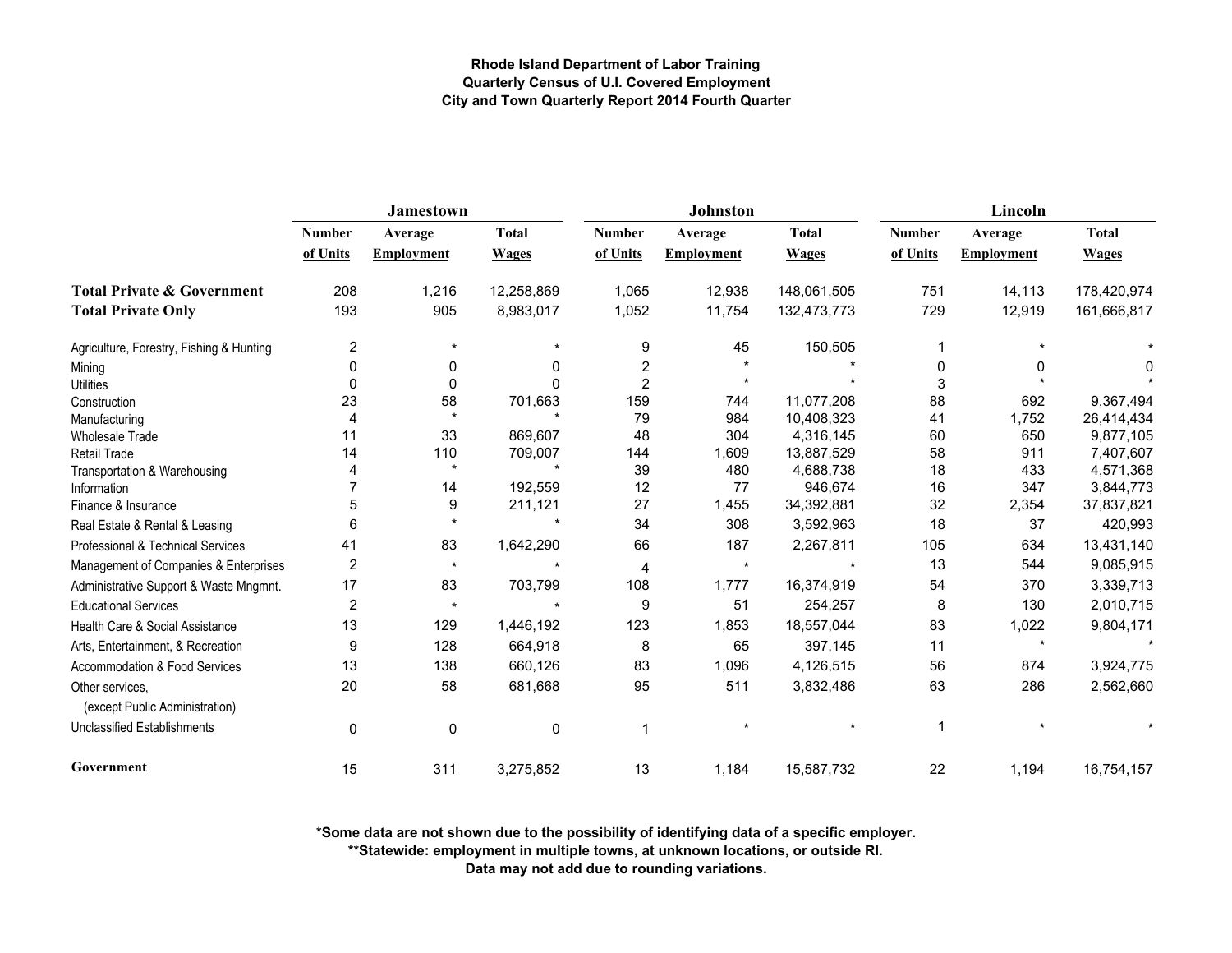**Rhode Island Department of Labor Training**
**Quarterly Census of U.I. Covered Employment**
**City and Town Quarterly Report 2014 Fourth Quarter**

| | Jamestown | | | Johnston | | | Lincoln | | |
|---|---|---|---|---|---|---|---|---|---|
| | Number of Units | Average Employment | Total Wages | Number of Units | Average Employment | Total Wages | Number of Units | Average Employment | Total Wages |
| **Total Private & Government** | 208 | 1,216 | 12,258,869 | 1,065 | 12,938 | 148,061,505 | 751 | 14,113 | 178,420,974 |
| **Total Private Only** | 193 | 905 | 8,983,017 | 1,052 | 11,754 | 132,473,773 | 729 | 12,919 | 161,666,817 |
| Agriculture, Forestry, Fishing & Hunting | 2 | * | * | 9 | 45 | 150,505 | 1 | * | * |
| Mining | 0 | 0 | 0 | 2 | * | * | 0 | 0 | 0 |
| Utilities | 0 | 0 | 0 | 2 | * | * | 3 | * | * |
| Construction | 23 | 58 | 701,663 | 159 | 744 | 11,077,208 | 88 | 692 | 9,367,494 |
| Manufacturing | 4 | * | * | 79 | 984 | 10,408,323 | 41 | 1,752 | 26,414,434 |
| Wholesale Trade | 11 | 33 | 869,607 | 48 | 304 | 4,316,145 | 60 | 650 | 9,877,105 |
| Retail Trade | 14 | 110 | 709,007 | 144 | 1,609 | 13,887,529 | 58 | 911 | 7,407,607 |
| Transportation & Warehousing | 4 | * | * | 39 | 480 | 4,688,738 | 18 | 433 | 4,571,368 |
| Information | 7 | 14 | 192,559 | 12 | 77 | 946,674 | 16 | 347 | 3,844,773 |
| Finance & Insurance | 5 | 9 | 211,121 | 27 | 1,455 | 34,392,881 | 32 | 2,354 | 37,837,821 |
| Real Estate & Rental & Leasing | 6 | * | * | 34 | 308 | 3,592,963 | 18 | 37 | 420,993 |
| Professional & Technical Services | 41 | 83 | 1,642,290 | 66 | 187 | 2,267,811 | 105 | 634 | 13,431,140 |
| Management of Companies & Enterprises | 2 | * | * | 4 | * | * | 13 | 544 | 9,085,915 |
| Administrative Support & Waste Mngmnt. | 17 | 83 | 703,799 | 108 | 1,777 | 16,374,919 | 54 | 370 | 3,339,713 |
| Educational Services | 2 | * | * | 9 | 51 | 254,257 | 8 | 130 | 2,010,715 |
| Health Care & Social Assistance | 13 | 129 | 1,446,192 | 123 | 1,853 | 18,557,044 | 83 | 1,022 | 9,804,171 |
| Arts, Entertainment, & Recreation | 9 | 128 | 664,918 | 8 | 65 | 397,145 | 11 | * | * |
| Accommodation & Food Services | 13 | 138 | 660,126 | 83 | 1,096 | 4,126,515 | 56 | 874 | 3,924,775 |
| Other services, (except Public Administration) | 20 | 58 | 681,668 | 95 | 511 | 3,832,486 | 63 | 286 | 2,562,660 |
| Unclassified Establishments | 0 | 0 | 0 | 1 | * | * | 1 | * | * |
| **Government** | 15 | 311 | 3,275,852 | 13 | 1,184 | 15,587,732 | 22 | 1,194 | 16,754,157 |

**\*Some data are not shown due to the possibility of identifying data of a specific employer.**
**\*\*Statewide: employment in multiple towns, at unknown locations, or outside RI.**
**Data may not add due to rounding variations.**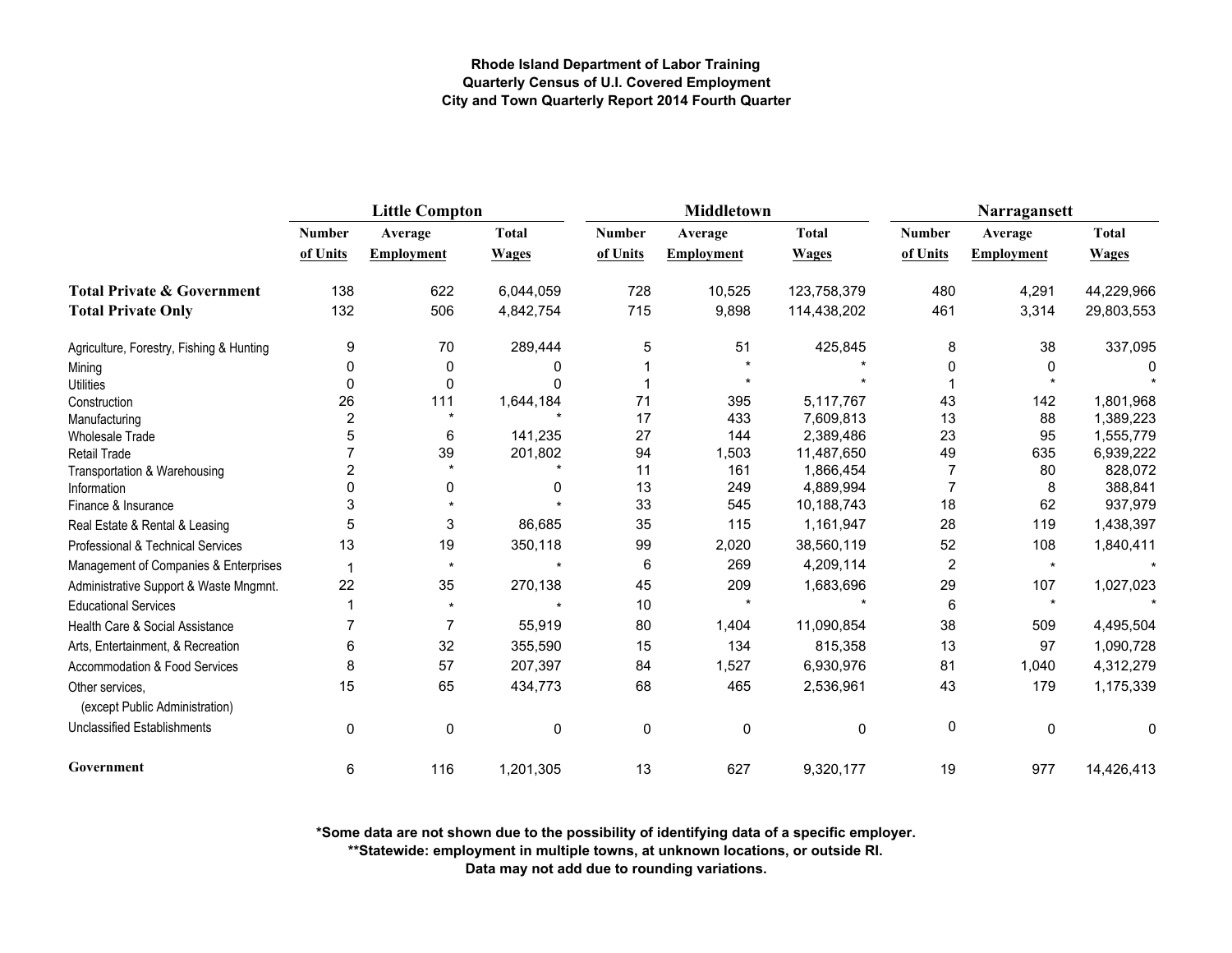**Rhode Island Department of Labor Training**
**Quarterly Census of U.I. Covered Employment**
**City and Town Quarterly Report 2014 Fourth Quarter**

| | Little Compton | | | Middletown | | | Narragansett | | |
|---|---|---|---|---|---|---|---|---|---|
| | Number of Units | Average Employment | Total Wages | Number of Units | Average Employment | Total Wages | Number of Units | Average Employment | Total Wages |
| **Total Private & Government** | 138 | 622 | 6,044,059 | 728 | 10,525 | 123,758,379 | 480 | 4,291 | 44,229,966 |
| **Total Private Only** | 132 | 506 | 4,842,754 | 715 | 9,898 | 114,438,202 | 461 | 3,314 | 29,803,553 |
| Agriculture, Forestry, Fishing & Hunting | 9 | 70 | 289,444 | 5 | 51 | 425,845 | 8 | 38 | 337,095 |
| Mining | 0 | 0 | 0 | 1 | * | * | 0 | 0 | 0 |
| Utilities | 0 | 0 | 0 | 1 | * | * | 1 | * | * |
| Construction | 26 | 111 | 1,644,184 | 71 | 395 | 5,117,767 | 43 | 142 | 1,801,968 |
| Manufacturing | 2 | * | * | 17 | 433 | 7,609,813 | 13 | 88 | 1,389,223 |
| Wholesale Trade | 5 | 6 | 141,235 | 27 | 144 | 2,389,486 | 23 | 95 | 1,555,779 |
| Retail Trade | 7 | 39 | 201,802 | 94 | 1,503 | 11,487,650 | 49 | 635 | 6,939,222 |
| Transportation & Warehousing | 2 | * | * | 11 | 161 | 1,866,454 | 7 | 80 | 828,072 |
| Information | 0 | 0 | 0 | 13 | 249 | 4,889,994 | 7 | 8 | 388,841 |
| Finance & Insurance | 3 | * | * | 33 | 545 | 10,188,743 | 18 | 62 | 937,979 |
| Real Estate & Rental & Leasing | 5 | 3 | 86,685 | 35 | 115 | 1,161,947 | 28 | 119 | 1,438,397 |
| Professional & Technical Services | 13 | 19 | 350,118 | 99 | 2,020 | 38,560,119 | 52 | 108 | 1,840,411 |
| Management of Companies & Enterprises | 1 | * | * | 6 | 269 | 4,209,114 | 2 | * | * |
| Administrative Support & Waste Mngmnt. | 22 | 35 | 270,138 | 45 | 209 | 1,683,696 | 29 | 107 | 1,027,023 |
| Educational Services | 1 | * | * | 10 | * | * | 6 | * | * |
| Health Care & Social Assistance | 7 | 7 | 55,919 | 80 | 1,404 | 11,090,854 | 38 | 509 | 4,495,504 |
| Arts, Entertainment, & Recreation | 6 | 32 | 355,590 | 15 | 134 | 815,358 | 13 | 97 | 1,090,728 |
| Accommodation & Food Services | 8 | 57 | 207,397 | 84 | 1,527 | 6,930,976 | 81 | 1,040 | 4,312,279 |
| Other services, (except Public Administration) | 15 | 65 | 434,773 | 68 | 465 | 2,536,961 | 43 | 179 | 1,175,339 |
| Unclassified Establishments | 0 | 0 | 0 | 0 | 0 | 0 | 0 | 0 | 0 |
| **Government** | 6 | 116 | 1,201,305 | 13 | 627 | 9,320,177 | 19 | 977 | 14,426,413 |

**\*Some data are not shown due to the possibility of identifying data of a specific employer.**
**\*\*Statewide: employment in multiple towns, at unknown locations, or outside RI.**
**Data may not add due to rounding variations.**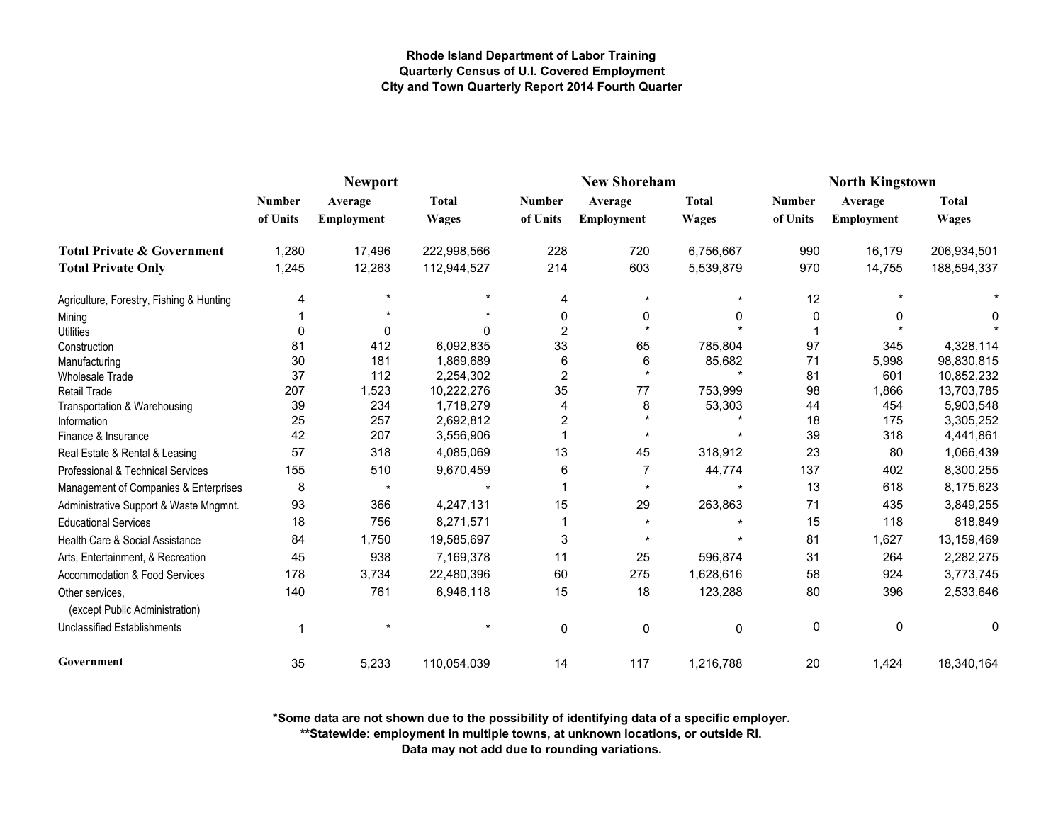**Rhode Island Department of Labor Training**
**Quarterly Census of U.I. Covered Employment**
**City and Town Quarterly Report 2014 Fourth Quarter**

| | Newport | | | New Shoreham | | | North Kingstown | | |
|---|---|---|---|---|---|---|---|---|---|
| | Number of Units | Average Employment | Total Wages | Number of Units | Average Employment | Total Wages | Number of Units | Average Employment | Total Wages |
| **Total Private & Government** | 1,280 | 17,496 | 222,998,566 | 228 | 720 | 6,756,667 | 990 | 16,179 | 206,934,501 |
| **Total Private Only** | 1,245 | 12,263 | 112,944,527 | 214 | 603 | 5,539,879 | 970 | 14,755 | 188,594,337 |
| Agriculture, Forestry, Fishing & Hunting | 4 | * | * | 4 | * | * | 12 | * | * |
| Mining | 1 | * | * | 0 | 0 | 0 | 0 | 0 | 0 |
| Utilities | 0 | 0 | 0 | 2 | * | * | 1 | * | * |
| Construction | 81 | 412 | 6,092,835 | 33 | 65 | 785,804 | 97 | 345 | 4,328,114 |
| Manufacturing | 30 | 181 | 1,869,689 | 6 | 6 | 85,682 | 71 | 5,998 | 98,830,815 |
| Wholesale Trade | 37 | 112 | 2,254,302 | 2 | * | * | 81 | 601 | 10,852,232 |
| Retail Trade | 207 | 1,523 | 10,222,276 | 35 | 77 | 753,999 | 98 | 1,866 | 13,703,785 |
| Transportation & Warehousing | 39 | 234 | 1,718,279 | 4 | 8 | 53,303 | 44 | 454 | 5,903,548 |
| Information | 25 | 257 | 2,692,812 | 2 | * | * | 18 | 175 | 3,305,252 |
| Finance & Insurance | 42 | 207 | 3,556,906 | 1 | * | * | 39 | 318 | 4,441,861 |
| Real Estate & Rental & Leasing | 57 | 318 | 4,085,069 | 13 | 45 | 318,912 | 23 | 80 | 1,066,439 |
| Professional & Technical Services | 155 | 510 | 9,670,459 | 6 | 7 | 44,774 | 137 | 402 | 8,300,255 |
| Management of Companies & Enterprises | 8 | * | * | 1 | * | * | 13 | 618 | 8,175,623 |
| Administrative Support & Waste Mngmnt. | 93 | 366 | 4,247,131 | 15 | 29 | 263,863 | 71 | 435 | 3,849,255 |
| Educational Services | 18 | 756 | 8,271,571 | 1 | * | * | 15 | 118 | 818,849 |
| Health Care & Social Assistance | 84 | 1,750 | 19,585,697 | 3 | * | * | 81 | 1,627 | 13,159,469 |
| Arts, Entertainment, & Recreation | 45 | 938 | 7,169,378 | 11 | 25 | 596,874 | 31 | 264 | 2,282,275 |
| Accommodation & Food Services | 178 | 3,734 | 22,480,396 | 60 | 275 | 1,628,616 | 58 | 924 | 3,773,745 |
| Other services, (except Public Administration) | 140 | 761 | 6,946,118 | 15 | 18 | 123,288 | 80 | 396 | 2,533,646 |
| Unclassified Establishments | 1 | * | * | 0 | 0 | 0 | 0 | 0 | 0 |
| **Government** | 35 | 5,233 | 110,054,039 | 14 | 117 | 1,216,788 | 20 | 1,424 | 18,340,164 |

**\*Some data are not shown due to the possibility of identifying data of a specific employer.**
**\*\*Statewide: employment in multiple towns, at unknown locations, or outside RI.**
**Data may not add due to rounding variations.**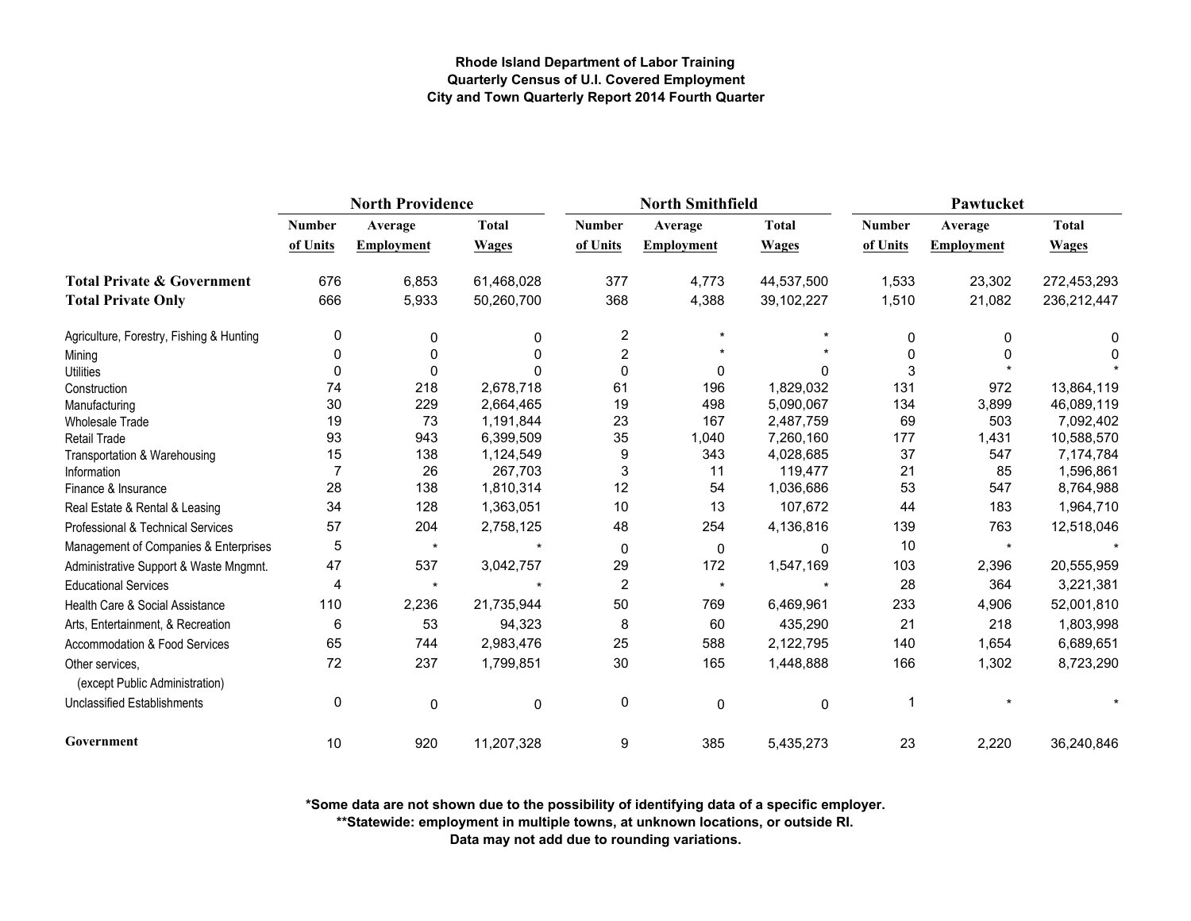**Rhode Island Department of Labor Training**
**Quarterly Census of U.I. Covered Employment**
**City and Town Quarterly Report 2014 Fourth Quarter**

| | North Providence | | | North Smithfield | | | Pawtucket | | |
|---|---|---|---|---|---|---|---|---|---|
| | Number of Units | Average Employment | Total Wages | Number of Units | Average Employment | Total Wages | Number of Units | Average Employment | Total Wages |
| **Total Private & Government** | 676 | 6,853 | 61,468,028 | 377 | 4,773 | 44,537,500 | 1,533 | 23,302 | 272,453,293 |
| **Total Private Only** | 666 | 5,933 | 50,260,700 | 368 | 4,388 | 39,102,227 | 1,510 | 21,082 | 236,212,447 |
| Agriculture, Forestry, Fishing & Hunting | 0 | 0 | 0 | 2 | * | * | 0 | 0 | 0 |
| Mining | 0 | 0 | 0 | 2 | * | * | 0 | 0 | 0 |
| Utilities | 0 | 0 | 0 | 0 | 0 | 0 | 3 | * | * |
| Construction | 74 | 218 | 2,678,718 | 61 | 196 | 1,829,032 | 131 | 972 | 13,864,119 |
| Manufacturing | 30 | 229 | 2,664,465 | 19 | 498 | 5,090,067 | 134 | 3,899 | 46,089,119 |
| Wholesale Trade | 19 | 73 | 1,191,844 | 23 | 167 | 2,487,759 | 69 | 503 | 7,092,402 |
| Retail Trade | 93 | 943 | 6,399,509 | 35 | 1,040 | 7,260,160 | 177 | 1,431 | 10,588,570 |
| Transportation & Warehousing | 15 | 138 | 1,124,549 | 9 | 343 | 4,028,685 | 37 | 547 | 7,174,784 |
| Information | 7 | 26 | 267,703 | 3 | 11 | 119,477 | 21 | 85 | 1,596,861 |
| Finance & Insurance | 28 | 138 | 1,810,314 | 12 | 54 | 1,036,686 | 53 | 547 | 8,764,988 |
| Real Estate & Rental & Leasing | 34 | 128 | 1,363,051 | 10 | 13 | 107,672 | 44 | 183 | 1,964,710 |
| Professional & Technical Services | 57 | 204 | 2,758,125 | 48 | 254 | 4,136,816 | 139 | 763 | 12,518,046 |
| Management of Companies & Enterprises | 5 | * | * | 0 | 0 | 0 | 10 | * | * |
| Administrative Support & Waste Mngmnt. | 47 | 537 | 3,042,757 | 29 | 172 | 1,547,169 | 103 | 2,396 | 20,555,959 |
| Educational Services | 4 | * | * | 2 | * | * | 28 | 364 | 3,221,381 |
| Health Care & Social Assistance | 110 | 2,236 | 21,735,944 | 50 | 769 | 6,469,961 | 233 | 4,906 | 52,001,810 |
| Arts, Entertainment, & Recreation | 6 | 53 | 94,323 | 8 | 60 | 435,290 | 21 | 218 | 1,803,998 |
| Accommodation & Food Services | 65 | 744 | 2,983,476 | 25 | 588 | 2,122,795 | 140 | 1,654 | 6,689,651 |
| Other services, (except Public Administration) | 72 | 237 | 1,799,851 | 30 | 165 | 1,448,888 | 166 | 1,302 | 8,723,290 |
| Unclassified Establishments | 0 | 0 | 0 | 0 | 0 | 0 | 1 | * | * |
| **Government** | 10 | 920 | 11,207,328 | 9 | 385 | 5,435,273 | 23 | 2,220 | 36,240,846 |

**\*Some data are not shown due to the possibility of identifying data of a specific employer.**
**\*\*Statewide: employment in multiple towns, at unknown locations, or outside RI.**
**Data may not add due to rounding variations.**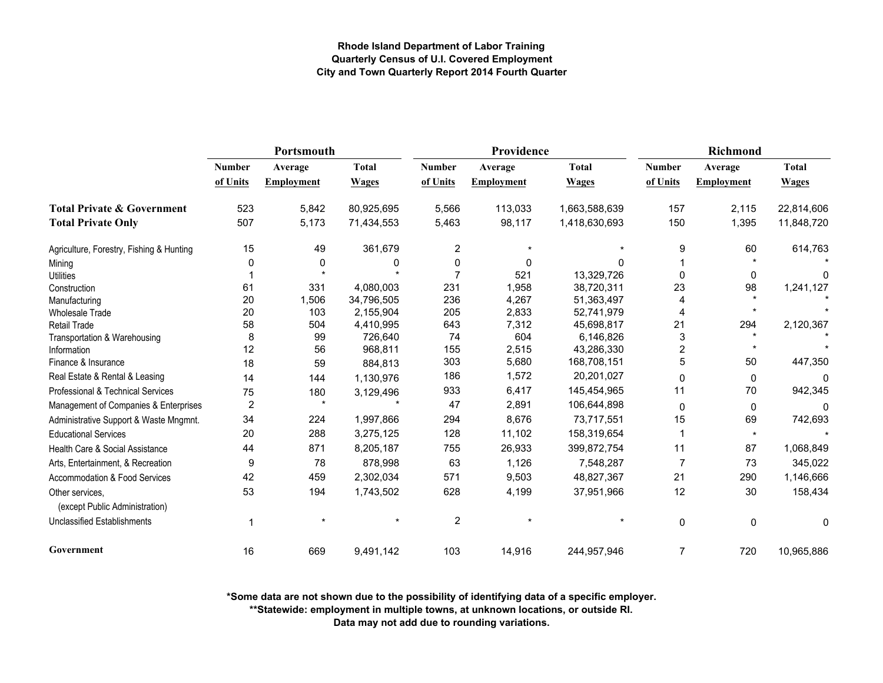**Rhode Island Department of Labor Training**
**Quarterly Census of U.I. Covered Employment**
**City and Town Quarterly Report 2014 Fourth Quarter**

| | Portsmouth | | | Providence | | | Richmond | | |
|---|---|---|---|---|---|---|---|---|---|
| | Number of Units | Average Employment | Total Wages | Number of Units | Average Employment | Total Wages | Number of Units | Average Employment | Total Wages |
| **Total Private & Government** | 523 | 5,842 | 80,925,695 | 5,566 | 113,033 | 1,663,588,639 | 157 | 2,115 | 22,814,606 |
| **Total Private Only** | 507 | 5,173 | 71,434,553 | 5,463 | 98,117 | 1,418,630,693 | 150 | 1,395 | 11,848,720 |
| Agriculture, Forestry, Fishing & Hunting | 15 | 49 | 361,679 | 2 | * | * | 9 | 60 | 614,763 |
| Mining | 0 | 0 | 0 | 0 | 0 | 0 | 1 | * | * |
| Utilities | 1 | * | * | 7 | 521 | 13,329,726 | 0 | 0 | 0 |
| Construction | 61 | 331 | 4,080,003 | 231 | 1,958 | 38,720,311 | 23 | 98 | 1,241,127 |
| Manufacturing | 20 | 1,506 | 34,796,505 | 236 | 4,267 | 51,363,497 | 4 | * | * |
| Wholesale Trade | 20 | 103 | 2,155,904 | 205 | 2,833 | 52,741,979 | 4 | * | * |
| Retail Trade | 58 | 504 | 4,410,995 | 643 | 7,312 | 45,698,817 | 21 | 294 | 2,120,367 |
| Transportation & Warehousing | 8 | 99 | 726,640 | 74 | 604 | 6,146,826 | 3 | * | * |
| Information | 12 | 56 | 968,811 | 155 | 2,515 | 43,286,330 | 2 | * | * |
| Finance & Insurance | 18 | 59 | 884,813 | 303 | 5,680 | 168,708,151 | 5 | 50 | 447,350 |
| Real Estate & Rental & Leasing | 14 | 144 | 1,130,976 | 186 | 1,572 | 20,201,027 | 0 | 0 | 0 |
| Professional & Technical Services | 75 | 180 | 3,129,496 | 933 | 6,417 | 145,454,965 | 11 | 70 | 942,345 |
| Management of Companies & Enterprises | 2 | * | * | 47 | 2,891 | 106,644,898 | 0 | 0 | 0 |
| Administrative Support & Waste Mngmnt. | 34 | 224 | 1,997,866 | 294 | 8,676 | 73,717,551 | 15 | 69 | 742,693 |
| Educational Services | 20 | 288 | 3,275,125 | 128 | 11,102 | 158,319,654 | 1 | * | * |
| Health Care & Social Assistance | 44 | 871 | 8,205,187 | 755 | 26,933 | 399,872,754 | 11 | 87 | 1,068,849 |
| Arts, Entertainment, & Recreation | 9 | 78 | 878,998 | 63 | 1,126 | 7,548,287 | 7 | 73 | 345,022 |
| Accommodation & Food Services | 42 | 459 | 2,302,034 | 571 | 9,503 | 48,827,367 | 21 | 290 | 1,146,666 |
| Other services, (except Public Administration) | 53 | 194 | 1,743,502 | 628 | 4,199 | 37,951,966 | 12 | 30 | 158,434 |
| Unclassified Establishments | 1 | * | * | 2 | * | * | 0 | 0 | 0 |
| **Government** | 16 | 669 | 9,491,142 | 103 | 14,916 | 244,957,946 | 7 | 720 | 10,965,886 |

**\*Some data are not shown due to the possibility of identifying data of a specific employer.**
**\*\*Statewide: employment in multiple towns, at unknown locations, or outside RI.**
**Data may not add due to rounding variations.**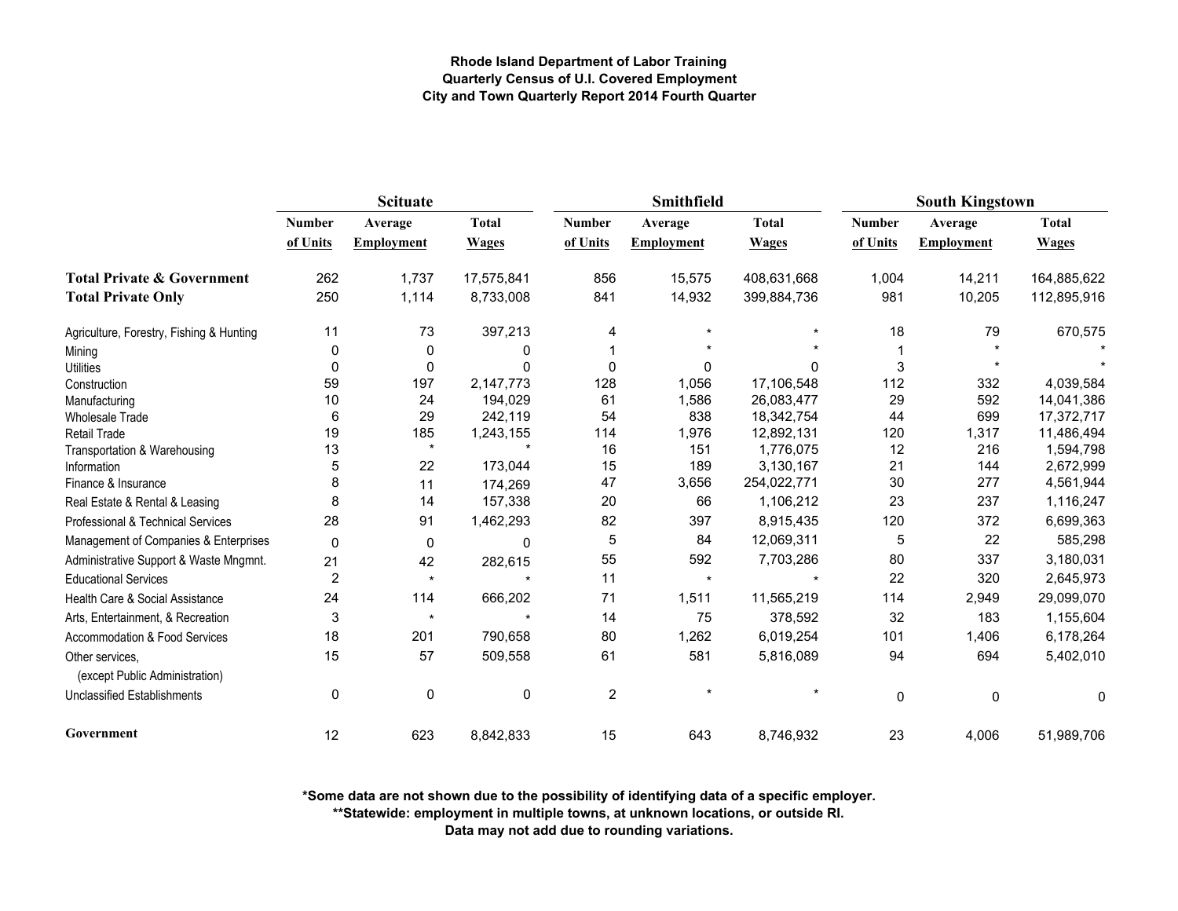**Rhode Island Department of Labor Training**
**Quarterly Census of U.I. Covered Employment**
**City and Town Quarterly Report 2014 Fourth Quarter**

| | Scituate | | | Smithfield | | | South Kingstown | | |
|---|---|---|---|---|---|---|---|---|---|
| | Number of Units | Average Employment | Total Wages | Number of Units | Average Employment | Total Wages | Number of Units | Average Employment | Total Wages |
| **Total Private & Government** | 262 | 1,737 | 17,575,841 | 856 | 15,575 | 408,631,668 | 1,004 | 14,211 | 164,885,622 |
| **Total Private Only** | 250 | 1,114 | 8,733,008 | 841 | 14,932 | 399,884,736 | 981 | 10,205 | 112,895,916 |
| Agriculture, Forestry, Fishing & Hunting | 11 | 73 | 397,213 | 4 | * | * | 18 | 79 | 670,575 |
| Mining | 0 | 0 | 0 | 1 | * | * | 1 | * | * |
| Utilities | 0 | 0 | 0 | 0 | 0 | 0 | 3 | * | * |
| Construction | 59 | 197 | 2,147,773 | 128 | 1,056 | 17,106,548 | 112 | 332 | 4,039,584 |
| Manufacturing | 10 | 24 | 194,029 | 61 | 1,586 | 26,083,477 | 29 | 592 | 14,041,386 |
| Wholesale Trade | 6 | 29 | 242,119 | 54 | 838 | 18,342,754 | 44 | 699 | 17,372,717 |
| Retail Trade | 19 | 185 | 1,243,155 | 114 | 1,976 | 12,892,131 | 120 | 1,317 | 11,486,494 |
| Transportation & Warehousing | 13 | * | * | 16 | 151 | 1,776,075 | 12 | 216 | 1,594,798 |
| Information | 5 | 22 | 173,044 | 15 | 189 | 3,130,167 | 21 | 144 | 2,672,999 |
| Finance & Insurance | 8 | 11 | 174,269 | 47 | 3,656 | 254,022,771 | 30 | 277 | 4,561,944 |
| Real Estate & Rental & Leasing | 8 | 14 | 157,338 | 20 | 66 | 1,106,212 | 23 | 237 | 1,116,247 |
| Professional & Technical Services | 28 | 91 | 1,462,293 | 82 | 397 | 8,915,435 | 120 | 372 | 6,699,363 |
| Management of Companies & Enterprises | 0 | 0 | 0 | 5 | 84 | 12,069,311 | 5 | 22 | 585,298 |
| Administrative Support & Waste Mngmnt. | 21 | 42 | 282,615 | 55 | 592 | 7,703,286 | 80 | 337 | 3,180,031 |
| Educational Services | 2 | * | * | 11 | * | * | 22 | 320 | 2,645,973 |
| Health Care & Social Assistance | 24 | 114 | 666,202 | 71 | 1,511 | 11,565,219 | 114 | 2,949 | 29,099,070 |
| Arts, Entertainment, & Recreation | 3 | * | * | 14 | 75 | 378,592 | 32 | 183 | 1,155,604 |
| Accommodation & Food Services | 18 | 201 | 790,658 | 80 | 1,262 | 6,019,254 | 101 | 1,406 | 6,178,264 |
| Other services, (except Public Administration) | 15 | 57 | 509,558 | 61 | 581 | 5,816,089 | 94 | 694 | 5,402,010 |
| Unclassified Establishments | 0 | 0 | 0 | 2 | * | * | 0 | 0 | 0 |
| **Government** | 12 | 623 | 8,842,833 | 15 | 643 | 8,746,932 | 23 | 4,006 | 51,989,706 |

**\*Some data are not shown due to the possibility of identifying data of a specific employer.**
**\*\*Statewide: employment in multiple towns, at unknown locations, or outside RI.**
**Data may not add due to rounding variations.**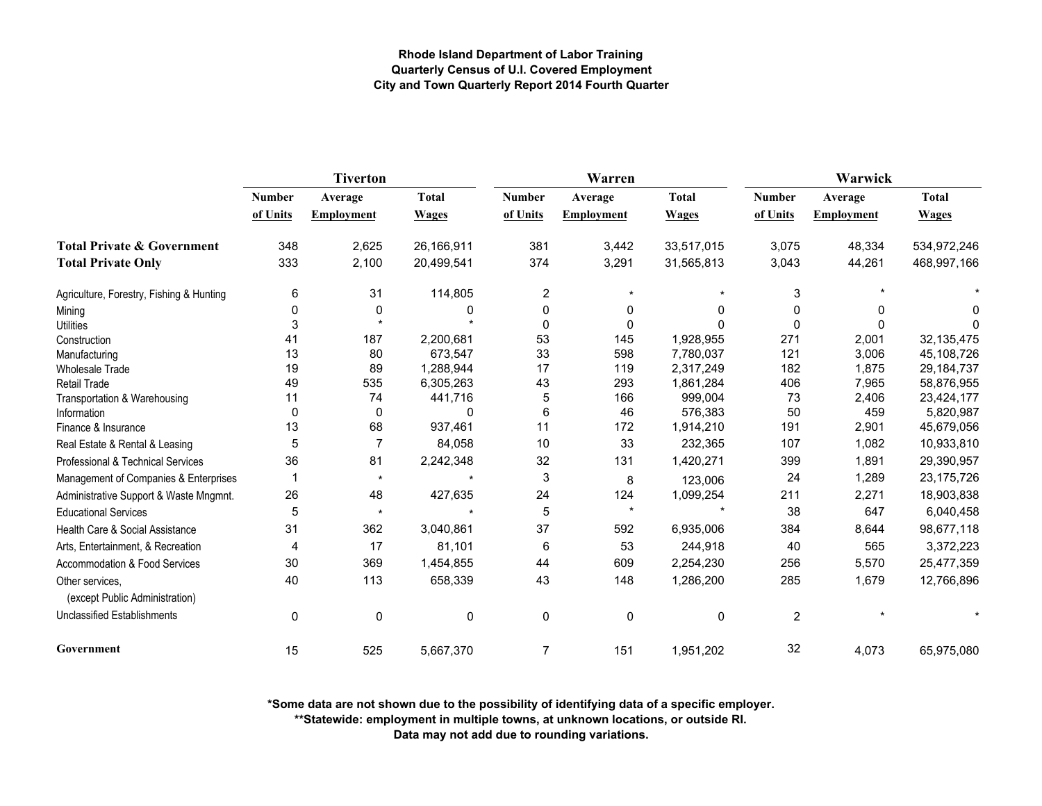**Rhode Island Department of Labor Training**
**Quarterly Census of U.I. Covered Employment**
**City and Town Quarterly Report 2014 Fourth Quarter**

| | Tiverton | | | Warren | | | Warwick | | |
|---|---|---|---|---|---|---|---|---|---|
| | Number of Units | Average Employment | Total Wages | Number of Units | Average Employment | Total Wages | Number of Units | Average Employment | Total Wages |
| **Total Private & Government** | 348 | 2,625 | 26,166,911 | 381 | 3,442 | 33,517,015 | 3,075 | 48,334 | 534,972,246 |
| **Total Private Only** | 333 | 2,100 | 20,499,541 | 374 | 3,291 | 31,565,813 | 3,043 | 44,261 | 468,997,166 |
| Agriculture, Forestry, Fishing & Hunting | 6 | 31 | 114,805 | 2 | * | * | 3 | * | * |
| Mining | 0 | 0 | 0 | 0 | 0 | 0 | 0 | 0 | 0 |
| Utilities | 3 | * | * | 0 | 0 | 0 | 0 | 0 | 0 |
| Construction | 41 | 187 | 2,200,681 | 53 | 145 | 1,928,955 | 271 | 2,001 | 32,135,475 |
| Manufacturing | 13 | 80 | 673,547 | 33 | 598 | 7,780,037 | 121 | 3,006 | 45,108,726 |
| Wholesale Trade | 19 | 89 | 1,288,944 | 17 | 119 | 2,317,249 | 182 | 1,875 | 29,184,737 |
| Retail Trade | 49 | 535 | 6,305,263 | 43 | 293 | 1,861,284 | 406 | 7,965 | 58,876,955 |
| Transportation & Warehousing | 11 | 74 | 441,716 | 5 | 166 | 999,004 | 73 | 2,406 | 23,424,177 |
| Information | 0 | 0 | 0 | 6 | 46 | 576,383 | 50 | 459 | 5,820,987 |
| Finance & Insurance | 13 | 68 | 937,461 | 11 | 172 | 1,914,210 | 191 | 2,901 | 45,679,056 |
| Real Estate & Rental & Leasing | 5 | 7 | 84,058 | 10 | 33 | 232,365 | 107 | 1,082 | 10,933,810 |
| Professional & Technical Services | 36 | 81 | 2,242,348 | 32 | 131 | 1,420,271 | 399 | 1,891 | 29,390,957 |
| Management of Companies & Enterprises | 1 | * | * | 3 | 8 | 123,006 | 24 | 1,289 | 23,175,726 |
| Administrative Support & Waste Mngmnt. | 26 | 48 | 427,635 | 24 | 124 | 1,099,254 | 211 | 2,271 | 18,903,838 |
| Educational Services | 5 | * | * | 5 | * | * | 38 | 647 | 6,040,458 |
| Health Care & Social Assistance | 31 | 362 | 3,040,861 | 37 | 592 | 6,935,006 | 384 | 8,644 | 98,677,118 |
| Arts, Entertainment, & Recreation | 4 | 17 | 81,101 | 6 | 53 | 244,918 | 40 | 565 | 3,372,223 |
| Accommodation & Food Services | 30 | 369 | 1,454,855 | 44 | 609 | 2,254,230 | 256 | 5,570 | 25,477,359 |
| Other services, (except Public Administration) | 40 | 113 | 658,339 | 43 | 148 | 1,286,200 | 285 | 1,679 | 12,766,896 |
| Unclassified Establishments | 0 | 0 | 0 | 0 | 0 | 0 | 2 | * | * |
| **Government** | 15 | 525 | 5,667,370 | 7 | 151 | 1,951,202 | 32 | 4,073 | 65,975,080 |

**\*Some data are not shown due to the possibility of identifying data of a specific employer.**
**\*\*Statewide: employment in multiple towns, at unknown locations, or outside RI.**
**Data may not add due to rounding variations.**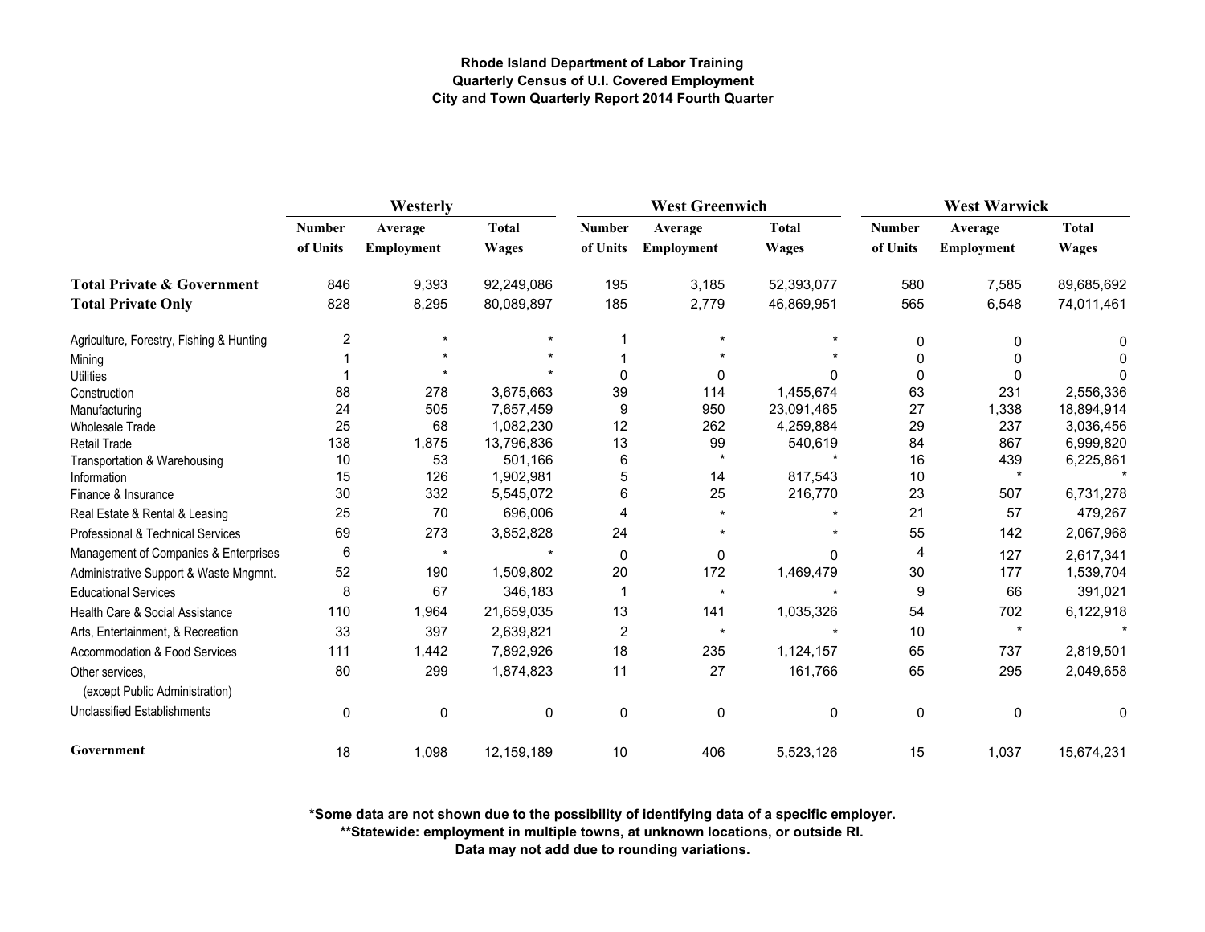**Rhode Island Department of Labor Training**
**Quarterly Census of U.I. Covered Employment**
**City and Town Quarterly Report 2014 Fourth Quarter**

| | Westerly | | | West Greenwich | | | West Warwick | | |
|---|---|---|---|---|---|---|---|---|---|
| | Number of Units | Average Employment | Total Wages | Number of Units | Average Employment | Total Wages | Number of Units | Average Employment | Total Wages |
| **Total Private & Government** | 846 | 9,393 | 92,249,086 | 195 | 3,185 | 52,393,077 | 580 | 7,585 | 89,685,692 |
| **Total Private Only** | 828 | 8,295 | 80,089,897 | 185 | 2,779 | 46,869,951 | 565 | 6,548 | 74,011,461 |
| Agriculture, Forestry, Fishing & Hunting | 2 | * | * | 1 | * | * | 0 | 0 | 0 |
| Mining | 1 | * | * | 1 | * | * | 0 | 0 | 0 |
| Utilities | 1 | * | * | 0 | 0 | 0 | 0 | 0 | 0 |
| Construction | 88 | 278 | 3,675,663 | 39 | 114 | 1,455,674 | 63 | 231 | 2,556,336 |
| Manufacturing | 24 | 505 | 7,657,459 | 9 | 950 | 23,091,465 | 27 | 1,338 | 18,894,914 |
| Wholesale Trade | 25 | 68 | 1,082,230 | 12 | 262 | 4,259,884 | 29 | 237 | 3,036,456 |
| Retail Trade | 138 | 1,875 | 13,796,836 | 13 | 99 | 540,619 | 84 | 867 | 6,999,820 |
| Transportation & Warehousing | 10 | 53 | 501,166 | 6 | * | * | 16 | 439 | 6,225,861 |
| Information | 15 | 126 | 1,902,981 | 5 | 14 | 817,543 | 10 | * | * |
| Finance & Insurance | 30 | 332 | 5,545,072 | 6 | 25 | 216,770 | 23 | 507 | 6,731,278 |
| Real Estate & Rental & Leasing | 25 | 70 | 696,006 | 4 | * | * | 21 | 57 | 479,267 |
| Professional & Technical Services | 69 | 273 | 3,852,828 | 24 | * | * | 55 | 142 | 2,067,968 |
| Management of Companies & Enterprises | 6 | * | * | 0 | 0 | 0 | 4 | 127 | 2,617,341 |
| Administrative Support & Waste Mngmnt. | 52 | 190 | 1,509,802 | 20 | 172 | 1,469,479 | 30 | 177 | 1,539,704 |
| Educational Services | 8 | 67 | 346,183 | 1 | * | * | 9 | 66 | 391,021 |
| Health Care & Social Assistance | 110 | 1,964 | 21,659,035 | 13 | 141 | 1,035,326 | 54 | 702 | 6,122,918 |
| Arts, Entertainment, & Recreation | 33 | 397 | 2,639,821 | 2 | * | * | 10 | * | * |
| Accommodation & Food Services | 111 | 1,442 | 7,892,926 | 18 | 235 | 1,124,157 | 65 | 737 | 2,819,501 |
| Other services, (except Public Administration) | 80 | 299 | 1,874,823 | 11 | 27 | 161,766 | 65 | 295 | 2,049,658 |
| Unclassified Establishments | 0 | 0 | 0 | 0 | 0 | 0 | 0 | 0 | 0 |
| **Government** | 18 | 1,098 | 12,159,189 | 10 | 406 | 5,523,126 | 15 | 1,037 | 15,674,231 |

**\*Some data are not shown due to the possibility of identifying data of a specific employer.**
**\*\*Statewide: employment in multiple towns, at unknown locations, or outside RI.**
**Data may not add due to rounding variations.**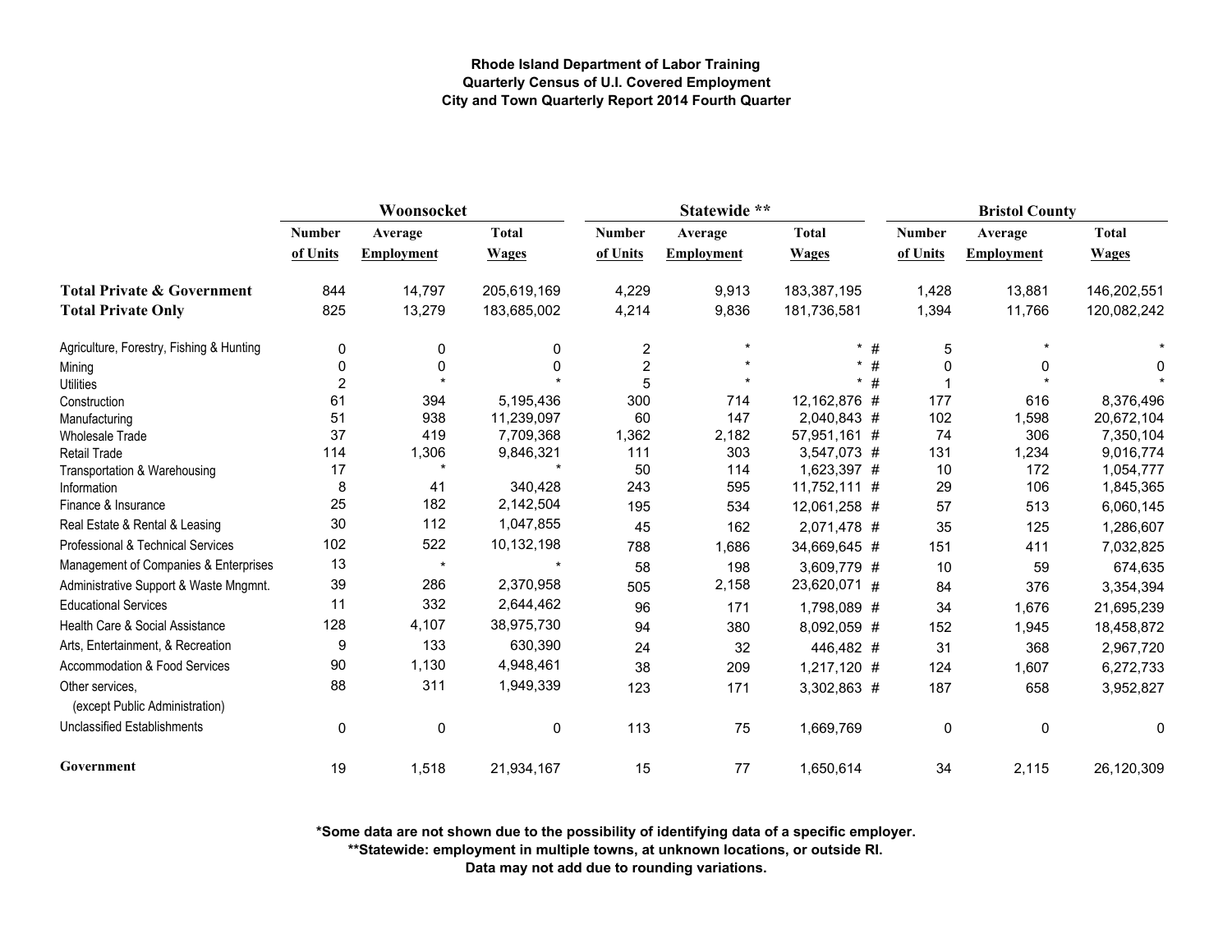**Rhode Island Department of Labor Training**
**Quarterly Census of U.I. Covered Employment**
**City and Town Quarterly Report 2014 Fourth Quarter**

| | Woonsocket | | | Statewide ** | | | | Bristol County | | |
|---|---|---|---|---|---|---|---|---|---|---|
| | Number of Units | Average Employment | Total Wages | Number of Units | Average Employment | Total Wages | | Number of Units | Average Employment | Total Wages |
| **Total Private & Government** | 844 | 14,797 | 205,619,169 | 4,229 | 9,913 | 183,387,195 | | 1,428 | 13,881 | 146,202,551 |
| **Total Private Only** | 825 | 13,279 | 183,685,002 | 4,214 | 9,836 | 181,736,581 | | 1,394 | 11,766 | 120,082,242 |
| Agriculture, Forestry, Fishing & Hunting | 0 | 0 | 0 | 2 | * | * | # | 5 | * | * |
| Mining | 0 | 0 | 0 | 2 | * | * | # | 0 | 0 | 0 |
| Utilities | 2 | * | * | 5 | * | * | # | 1 | * | * |
| Construction | 61 | 394 | 5,195,436 | 300 | 714 | 12,162,876 | # | 177 | 616 | 8,376,496 |
| Manufacturing | 51 | 938 | 11,239,097 | 60 | 147 | 2,040,843 | # | 102 | 1,598 | 20,672,104 |
| Wholesale Trade | 37 | 419 | 7,709,368 | 1,362 | 2,182 | 57,951,161 | # | 74 | 306 | 7,350,104 |
| Retail Trade | 114 | 1,306 | 9,846,321 | 111 | 303 | 3,547,073 | # | 131 | 1,234 | 9,016,774 |
| Transportation & Warehousing | 17 | * | * | 50 | 114 | 1,623,397 | # | 10 | 172 | 1,054,777 |
| Information | 8 | 41 | 340,428 | 243 | 595 | 11,752,111 | # | 29 | 106 | 1,845,365 |
| Finance & Insurance | 25 | 182 | 2,142,504 | 195 | 534 | 12,061,258 | # | 57 | 513 | 6,060,145 |
| Real Estate & Rental & Leasing | 30 | 112 | 1,047,855 | 45 | 162 | 2,071,478 | # | 35 | 125 | 1,286,607 |
| Professional & Technical Services | 102 | 522 | 10,132,198 | 788 | 1,686 | 34,669,645 | # | 151 | 411 | 7,032,825 |
| Management of Companies & Enterprises | 13 | * | * | 58 | 198 | 3,609,779 | # | 10 | 59 | 674,635 |
| Administrative Support & Waste Mngmnt. | 39 | 286 | 2,370,958 | 505 | 2,158 | 23,620,071 | # | 84 | 376 | 3,354,394 |
| Educational Services | 11 | 332 | 2,644,462 | 96 | 171 | 1,798,089 | # | 34 | 1,676 | 21,695,239 |
| Health Care & Social Assistance | 128 | 4,107 | 38,975,730 | 94 | 380 | 8,092,059 | # | 152 | 1,945 | 18,458,872 |
| Arts, Entertainment, & Recreation | 9 | 133 | 630,390 | 24 | 32 | 446,482 | # | 31 | 368 | 2,967,720 |
| Accommodation & Food Services | 90 | 1,130 | 4,948,461 | 38 | 209 | 1,217,120 | # | 124 | 1,607 | 6,272,733 |
| Other services, (except Public Administration) | 88 | 311 | 1,949,339 | 123 | 171 | 3,302,863 | # | 187 | 658 | 3,952,827 |
| Unclassified Establishments | 0 | 0 | 0 | 113 | 75 | 1,669,769 | | 0 | 0 | 0 |
| **Government** | 19 | 1,518 | 21,934,167 | 15 | 77 | 1,650,614 | | 34 | 2,115 | 26,120,309 |

**\*Some data are not shown due to the possibility of identifying data of a specific employer.**
**\*\*Statewide: employment in multiple towns, at unknown locations, or outside RI.**
**Data may not add due to rounding variations.**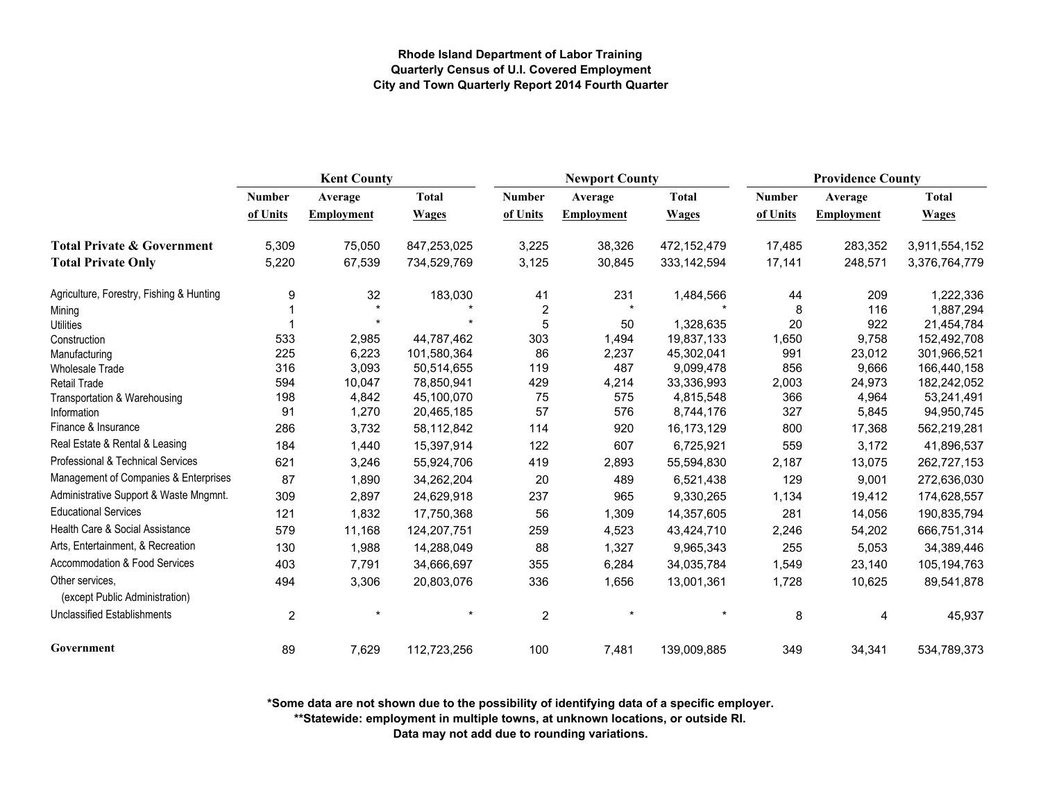**Rhode Island Department of Labor Training**
**Quarterly Census of U.I. Covered Employment**
**City and Town Quarterly Report 2014 Fourth Quarter**

| | Kent County | | | Newport County | | | Providence County | | |
|---|---|---|---|---|---|---|---|---|---|
| | Number of Units | Average Employment | Total Wages | Number of Units | Average Employment | Total Wages | Number of Units | Average Employment | Total Wages |
| **Total Private & Government** | 5,309 | 75,050 | 847,253,025 | 3,225 | 38,326 | 472,152,479 | 17,485 | 283,352 | 3,911,554,152 |
| **Total Private Only** | 5,220 | 67,539 | 734,529,769 | 3,125 | 30,845 | 333,142,594 | 17,141 | 248,571 | 3,376,764,779 |
| Agriculture, Forestry, Fishing & Hunting | 9 | 32 | 183,030 | 41 | 231 | 1,484,566 | 44 | 209 | 1,222,336 |
| Mining | 1 | * | * | 2 | * | * | 8 | 116 | 1,887,294 |
| Utilities | 1 | * | * | 5 | 50 | 1,328,635 | 20 | 922 | 21,454,784 |
| Construction | 533 | 2,985 | 44,787,462 | 303 | 1,494 | 19,837,133 | 1,650 | 9,758 | 152,492,708 |
| Manufacturing | 225 | 6,223 | 101,580,364 | 86 | 2,237 | 45,302,041 | 991 | 23,012 | 301,966,521 |
| Wholesale Trade | 316 | 3,093 | 50,514,655 | 119 | 487 | 9,099,478 | 856 | 9,666 | 166,440,158 |
| Retail Trade | 594 | 10,047 | 78,850,941 | 429 | 4,214 | 33,336,993 | 2,003 | 24,973 | 182,242,052 |
| Transportation & Warehousing | 198 | 4,842 | 45,100,070 | 75 | 575 | 4,815,548 | 366 | 4,964 | 53,241,491 |
| Information | 91 | 1,270 | 20,465,185 | 57 | 576 | 8,744,176 | 327 | 5,845 | 94,950,745 |
| Finance & Insurance | 286 | 3,732 | 58,112,842 | 114 | 920 | 16,173,129 | 800 | 17,368 | 562,219,281 |
| Real Estate & Rental & Leasing | 184 | 1,440 | 15,397,914 | 122 | 607 | 6,725,921 | 559 | 3,172 | 41,896,537 |
| Professional & Technical Services | 621 | 3,246 | 55,924,706 | 419 | 2,893 | 55,594,830 | 2,187 | 13,075 | 262,727,153 |
| Management of Companies & Enterprises | 87 | 1,890 | 34,262,204 | 20 | 489 | 6,521,438 | 129 | 9,001 | 272,636,030 |
| Administrative Support & Waste Mngmnt. | 309 | 2,897 | 24,629,918 | 237 | 965 | 9,330,265 | 1,134 | 19,412 | 174,628,557 |
| Educational Services | 121 | 1,832 | 17,750,368 | 56 | 1,309 | 14,357,605 | 281 | 14,056 | 190,835,794 |
| Health Care & Social Assistance | 579 | 11,168 | 124,207,751 | 259 | 4,523 | 43,424,710 | 2,246 | 54,202 | 666,751,314 |
| Arts, Entertainment, & Recreation | 130 | 1,988 | 14,288,049 | 88 | 1,327 | 9,965,343 | 255 | 5,053 | 34,389,446 |
| Accommodation & Food Services | 403 | 7,791 | 34,666,697 | 355 | 6,284 | 34,035,784 | 1,549 | 23,140 | 105,194,763 |
| Other services, (except Public Administration) | 494 | 3,306 | 20,803,076 | 336 | 1,656 | 13,001,361 | 1,728 | 10,625 | 89,541,878 |
| Unclassified Establishments | 2 | * | * | 2 | * | * | 8 | 4 | 45,937 |
| **Government** | 89 | 7,629 | 112,723,256 | 100 | 7,481 | 139,009,885 | 349 | 34,341 | 534,789,373 |

**\*Some data are not shown due to the possibility of identifying data of a specific employer.**
**\*\*Statewide: employment in multiple towns, at unknown locations, or outside RI.**
**Data may not add due to rounding variations.**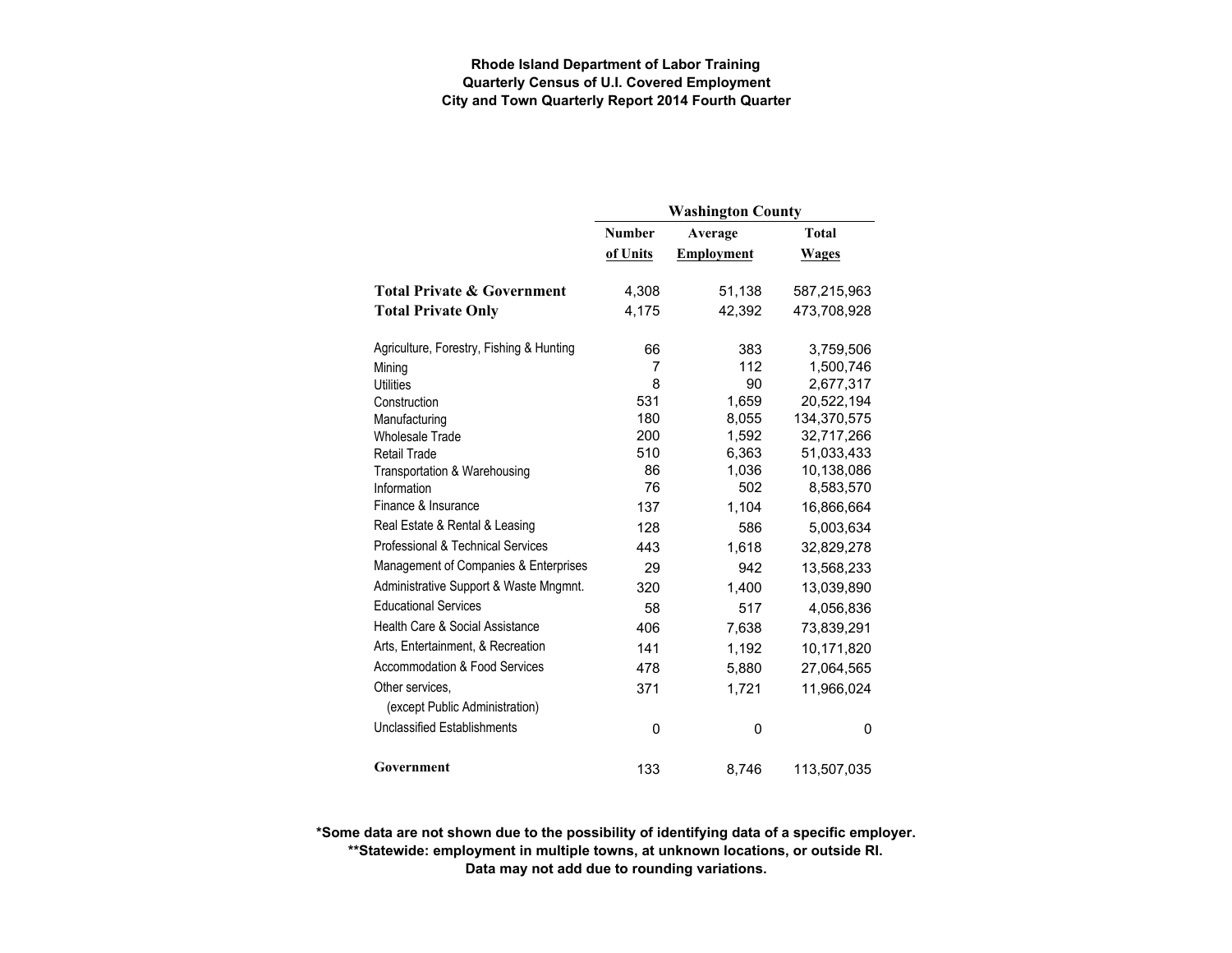**Rhode Island Department of Labor Training**
**Quarterly Census of U.I. Covered Employment**
**City and Town Quarterly Report 2014 Fourth Quarter**

| | Washington County | | |
|---|---|---|---|
| | Number of Units | Average Employment | Total Wages |
| **Total Private & Government** | 4,308 | 51,138 | 587,215,963 |
| **Total Private Only** | 4,175 | 42,392 | 473,708,928 |
| Agriculture, Forestry, Fishing & Hunting | 66 | 383 | 3,759,506 |
| Mining | 7 | 112 | 1,500,746 |
| Utilities | 8 | 90 | 2,677,317 |
| Construction | 531 | 1,659 | 20,522,194 |
| Manufacturing | 180 | 8,055 | 134,370,575 |
| Wholesale Trade | 200 | 1,592 | 32,717,266 |
| Retail Trade | 510 | 6,363 | 51,033,433 |
| Transportation & Warehousing | 86 | 1,036 | 10,138,086 |
| Information | 76 | 502 | 8,583,570 |
| Finance & Insurance | 137 | 1,104 | 16,866,664 |
| Real Estate & Rental & Leasing | 128 | 586 | 5,003,634 |
| Professional & Technical Services | 443 | 1,618 | 32,829,278 |
| Management of Companies & Enterprises | 29 | 942 | 13,568,233 |
| Administrative Support & Waste Mngmnt. | 320 | 1,400 | 13,039,890 |
| Educational Services | 58 | 517 | 4,056,836 |
| Health Care & Social Assistance | 406 | 7,638 | 73,839,291 |
| Arts, Entertainment, & Recreation | 141 | 1,192 | 10,171,820 |
| Accommodation & Food Services | 478 | 5,880 | 27,064,565 |
| Other services, (except Public Administration) | 371 | 1,721 | 11,966,024 |
| Unclassified Establishments | 0 | 0 | 0 |
| **Government** | 133 | 8,746 | 113,507,035 |

**\*Some data are not shown due to the possibility of identifying data of a specific employer.**
**\*\*Statewide: employment in multiple towns, at unknown locations, or outside RI.**
**Data may not add due to rounding variations.**